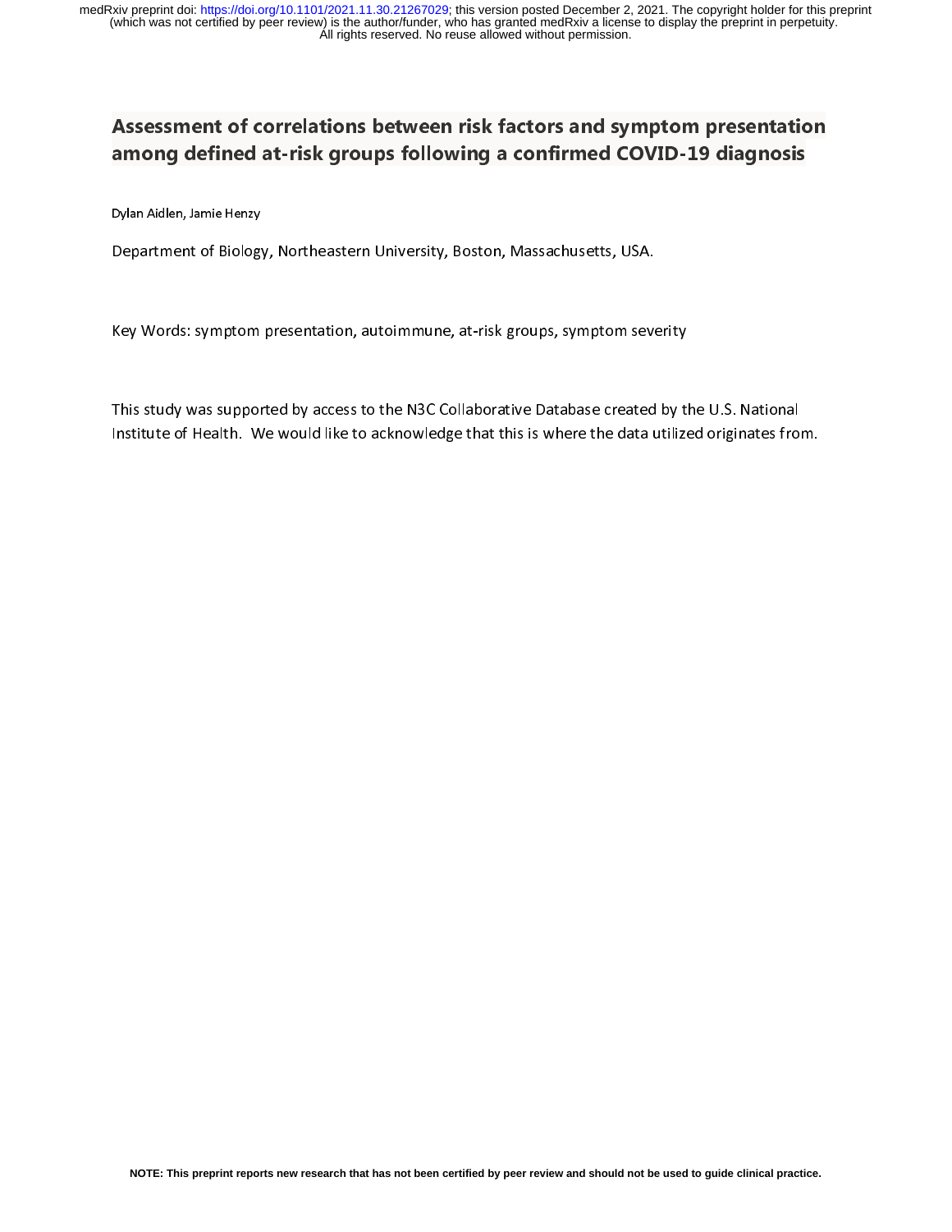# Assessment of correlations between risk factors and symptom presentation among defined at-risk groups following a confirmed COVID-19 diagnosis

Dylan Aidlen, Jamie Henzy

Department of Biology, Northeastern University, Boston, Massachusetts, USA.

Key Words: symptom presentation, autoimmune, at-risk groups, symptom severity

This study was supported by access to the N3C Collaborative Database created by the U.S. National Institute of Health. We would like to acknowledge that this is where the data utilized originates from.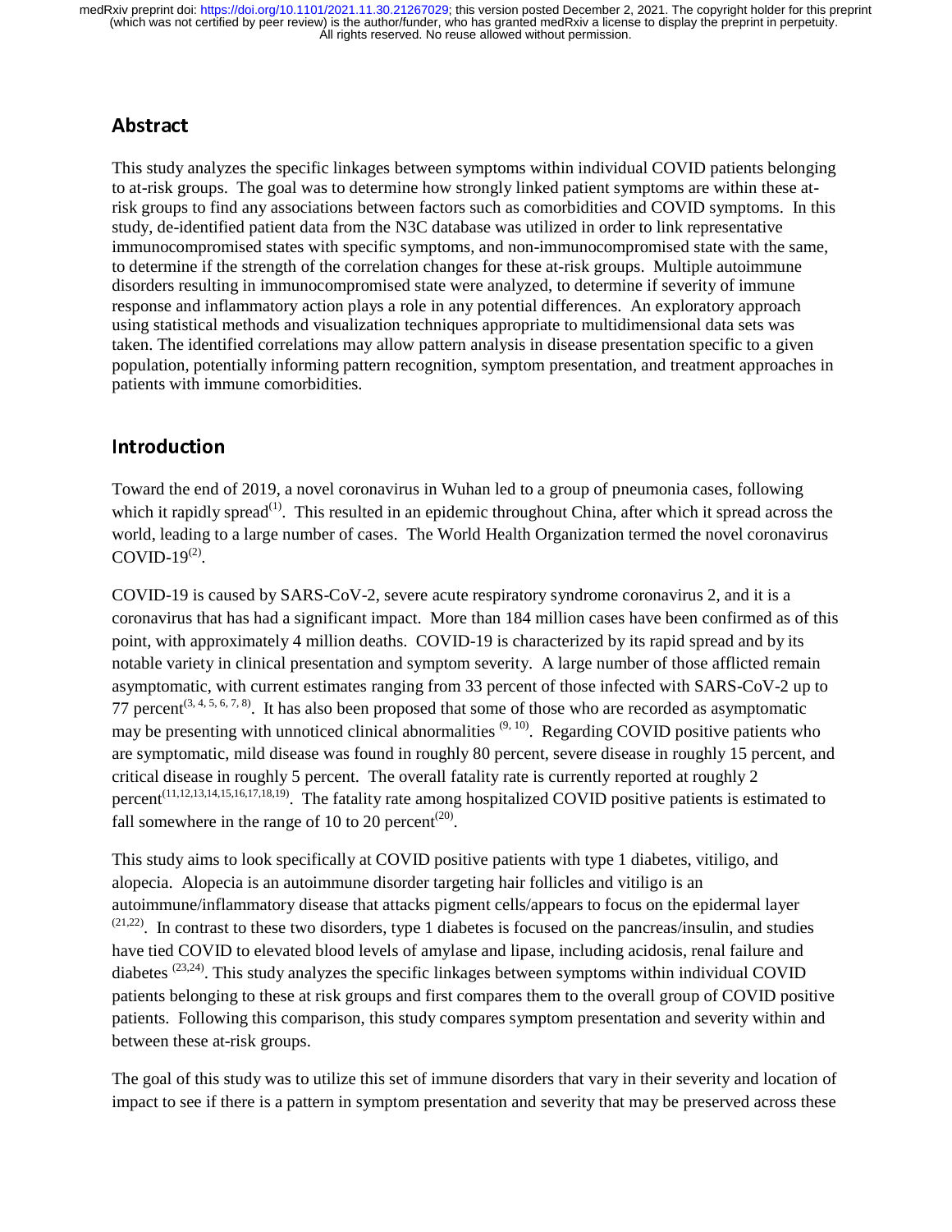## Abstract

This study analyzes the specific linkages between symptoms within individual COVID patients belonging to at-risk groups. The goal was to determine how strongly linked patient symptoms are within these at-risk groups to find any associations between factors such as comorbidities and COVID symptoms. In this study, de-identified patient data from the N3C database was utilized in order to link representative immunocompromised states with specific symptoms, and non-immunocompromised state with the same, to determine if the strength of the correlation changes for these at-risk groups. Multiple autoimmune disorders resulting in immunocompromised state were analyzed, to determine if severity of immune response and inflammatory action plays a role in any potential differences. An exploratory approach using statistical methods and visualization techniques appropriate to multidimensional data sets was taken. The identified correlations may allow pattern analysis in disease presentation specific to a given population, potentially informing pattern recognition, symptom presentation, and treatment approaches in patients with immune comorbidities.

## Introduction

Toward the end of 2019, a novel coronavirus in Wuhan led to a group of pneumonia cases, following which it rapidly spread[1]. This resulted in an epidemic throughout China, after which it spread across the world, leading to a large number of cases. The World Health Organization termed the novel coronavirus COVID-19[2].

COVID-19 is caused by SARS-CoV-2, severe acute respiratory syndrome coronavirus 2, and it is a coronavirus that has had a significant impact. More than 184 million cases have been confirmed as of this point, with approximately 4 million deaths. COVID-19 is characterized by its rapid spread and by its notable variety in clinical presentation and symptom severity. A large number of those afflicted remain asymptomatic, with current estimates ranging from 33 percent of those infected with SARS-CoV-2 up to 77 percent[3, 4, 5, 6, 7, 8]. It has also been proposed that some of those who are recorded as asymptomatic may be presenting with unnoticed clinical abnormalities [9, 10]. Regarding COVID positive patients who are symptomatic, mild disease was found in roughly 80 percent, severe disease in roughly 15 percent, and critical disease in roughly 5 percent. The overall fatality rate is currently reported at roughly 2 percent[11,12,13,14,15,16,17,18,19]. The fatality rate among hospitalized COVID positive patients is estimated to fall somewhere in the range of 10 to 20 percent[20].

This study aims to look specifically at COVID positive patients with type 1 diabetes, vitiligo, and alopecia. Alopecia is an autoimmune disorder targeting hair follicles and vitiligo is an autoimmune/inflammatory disease that attacks pigment cells/appears to focus on the epidermal layer [21,22]. In contrast to these two disorders, type 1 diabetes is focused on the pancreas/insulin, and studies have tied COVID to elevated blood levels of amylase and lipase, including acidosis, renal failure and diabetes [23,24]. This study analyzes the specific linkages between symptoms within individual COVID patients belonging to these at risk groups and first compares them to the overall group of COVID positive patients. Following this comparison, this study compares symptom presentation and severity within and between these at-risk groups.

The goal of this study was to utilize this set of immune disorders that vary in their severity and location of impact to see if there is a pattern in symptom presentation and severity that may be preserved across these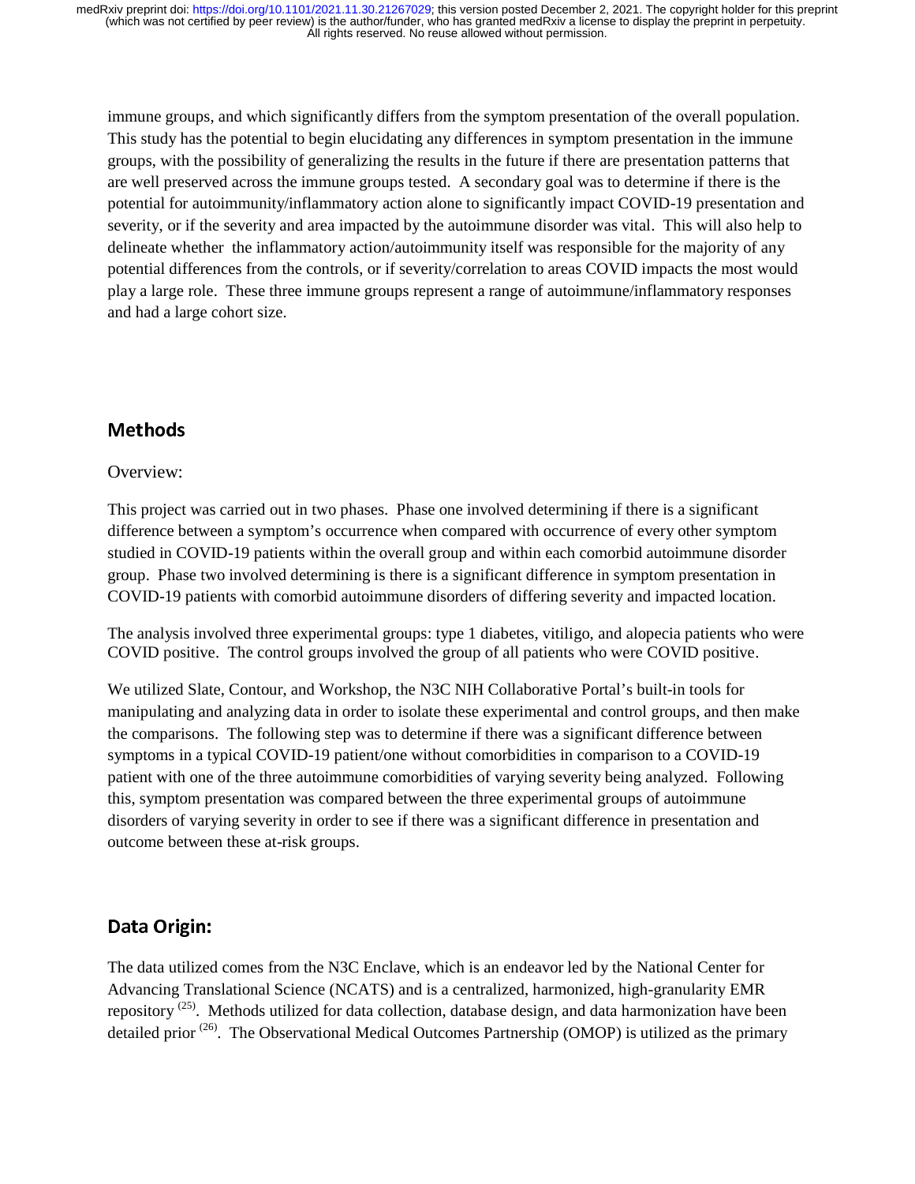immune groups, and which significantly differs from the symptom presentation of the overall population. This study has the potential to begin elucidating any differences in symptom presentation in the immune groups, with the possibility of generalizing the results in the future if there are presentation patterns that are well preserved across the immune groups tested. A secondary goal was to determine if there is the potential for autoimmunity/inflammatory action alone to significantly impact COVID-19 presentation and severity, or if the severity and area impacted by the autoimmune disorder was vital. This will also help to delineate whether the inflammatory action/autoimmunity itself was responsible for the majority of any potential differences from the controls, or if severity/correlation to areas COVID impacts the most would play a large role. These three immune groups represent a range of autoimmune/inflammatory responses and had a large cohort size.

## Methods

Overview:

This project was carried out in two phases. Phase one involved determining if there is a significant difference between a symptom's occurrence when compared with occurrence of every other symptom studied in COVID-19 patients within the overall group and within each comorbid autoimmune disorder group. Phase two involved determining is there is a significant difference in symptom presentation in COVID-19 patients with comorbid autoimmune disorders of differing severity and impacted location.

The analysis involved three experimental groups: type 1 diabetes, vitiligo, and alopecia patients who were COVID positive. The control groups involved the group of all patients who were COVID positive.

We utilized Slate, Contour, and Workshop, the N3C NIH Collaborative Portal's built-in tools for manipulating and analyzing data in order to isolate these experimental and control groups, and then make the comparisons. The following step was to determine if there was a significant difference between symptoms in a typical COVID-19 patient/one without comorbidities in comparison to a COVID-19 patient with one of the three autoimmune comorbidities of varying severity being analyzed. Following this, symptom presentation was compared between the three experimental groups of autoimmune disorders of varying severity in order to see if there was a significant difference in presentation and outcome between these at-risk groups.

## Data Origin:

The data utilized comes from the N3C Enclave, which is an endeavor led by the National Center for Advancing Translational Science (NCATS) and is a centralized, harmonized, high-granularity EMR repository [25]. Methods utilized for data collection, database design, and data harmonization have been detailed prior [26]. The Observational Medical Outcomes Partnership (OMOP) is utilized as the primary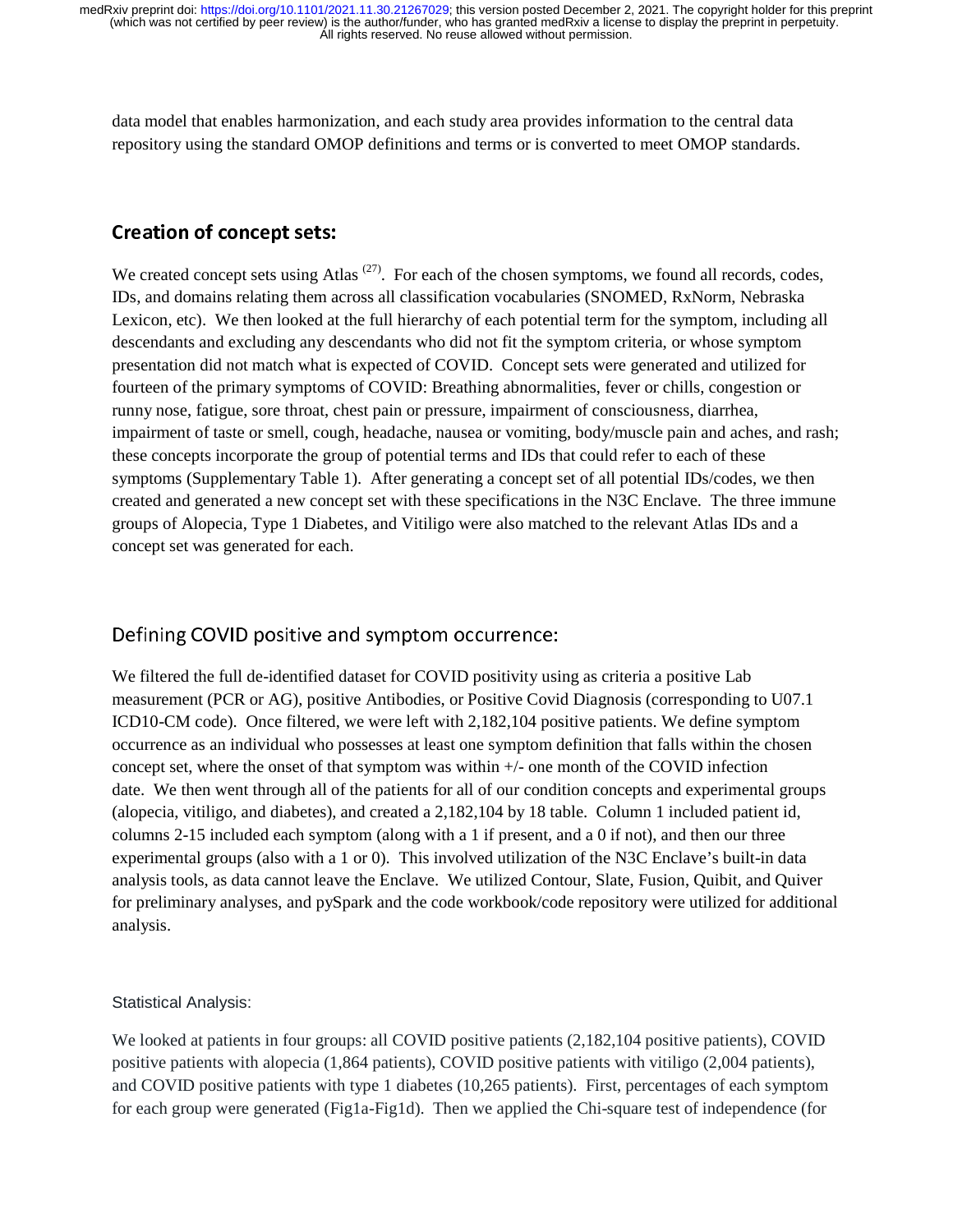data model that enables harmonization, and each study area provides information to the central data repository using the standard OMOP definitions and terms or is converted to meet OMOP standards.

## Creation of concept sets:

We created concept sets using Atlas [27]. For each of the chosen symptoms, we found all records, codes, IDs, and domains relating them across all classification vocabularies (SNOMED, RxNorm, Nebraska Lexicon, etc). We then looked at the full hierarchy of each potential term for the symptom, including all descendants and excluding any descendants who did not fit the symptom criteria, or whose symptom presentation did not match what is expected of COVID. Concept sets were generated and utilized for fourteen of the primary symptoms of COVID: Breathing abnormalities, fever or chills, congestion or runny nose, fatigue, sore throat, chest pain or pressure, impairment of consciousness, diarrhea, impairment of taste or smell, cough, headache, nausea or vomiting, body/muscle pain and aches, and rash; these concepts incorporate the group of potential terms and IDs that could refer to each of these symptoms (Supplementary Table 1). After generating a concept set of all potential IDs/codes, we then created and generated a new concept set with these specifications in the N3C Enclave. The three immune groups of Alopecia, Type 1 Diabetes, and Vitiligo were also matched to the relevant Atlas IDs and a concept set was generated for each.

## Defining COVID positive and symptom occurrence:

We filtered the full de-identified dataset for COVID positivity using as criteria a positive Lab measurement (PCR or AG), positive Antibodies, or Positive Covid Diagnosis (corresponding to U07.1 ICD10-CM code). Once filtered, we were left with 2,182,104 positive patients. We define symptom occurrence as an individual who possesses at least one symptom definition that falls within the chosen concept set, where the onset of that symptom was within +/- one month of the COVID infection date. We then went through all of the patients for all of our condition concepts and experimental groups (alopecia, vitiligo, and diabetes), and created a 2,182,104 by 18 table. Column 1 included patient id, columns 2-15 included each symptom (along with a 1 if present, and a 0 if not), and then our three experimental groups (also with a 1 or 0). This involved utilization of the N3C Enclave's built-in data analysis tools, as data cannot leave the Enclave. We utilized Contour, Slate, Fusion, Quibit, and Quiver for preliminary analyses, and pySpark and the code workbook/code repository were utilized for additional analysis.

### Statistical Analysis:

We looked at patients in four groups: all COVID positive patients (2,182,104 positive patients), COVID positive patients with alopecia (1,864 patients), COVID positive patients with vitiligo (2,004 patients), and COVID positive patients with type 1 diabetes (10,265 patients). First, percentages of each symptom for each group were generated (Fig1a-Fig1d). Then we applied the Chi-square test of independence (for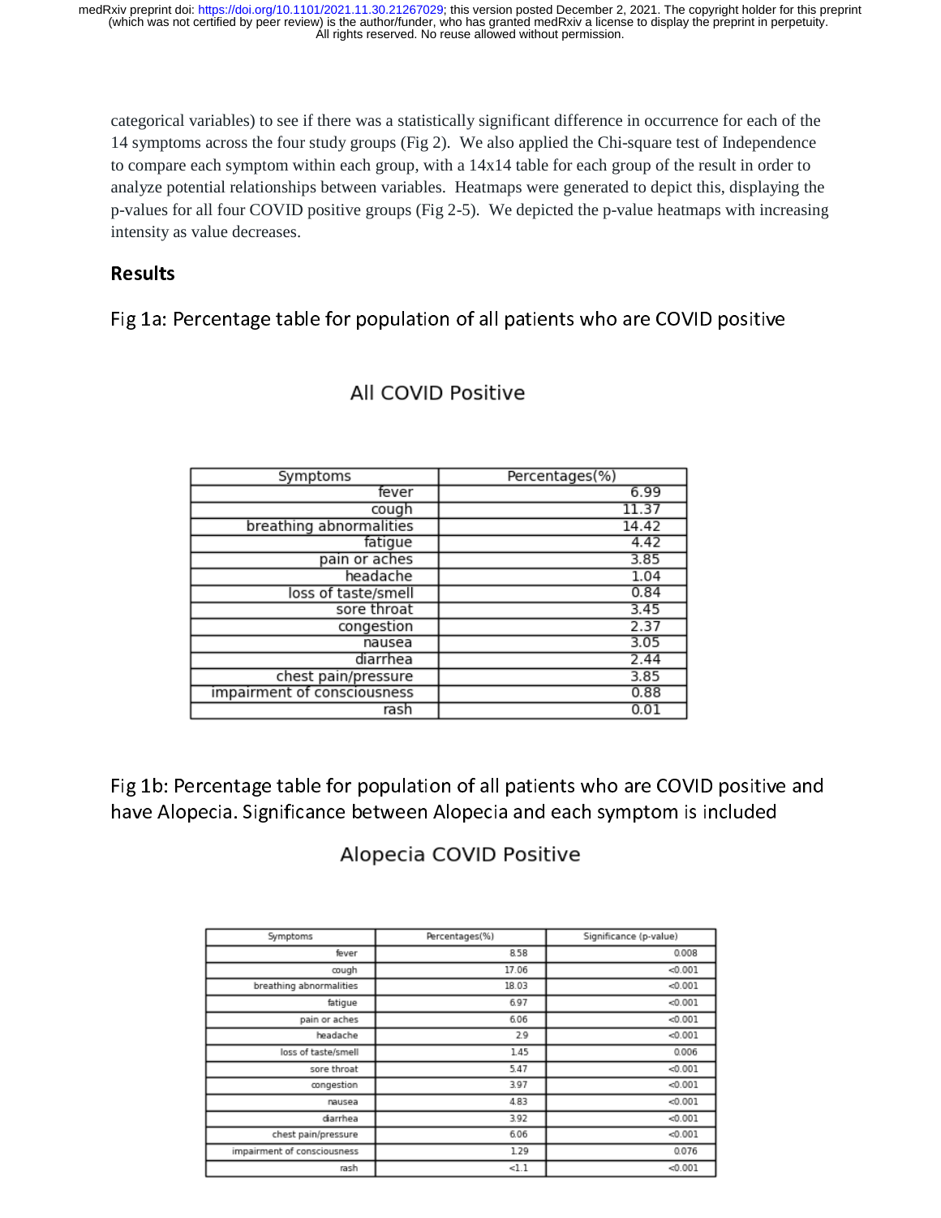categorical variables) to see if there was a statistically significant difference in occurrence for each of the 14 symptoms across the four study groups (Fig 2). We also applied the Chi-square test of Independence to compare each symptom within each group, with a 14x14 table for each group of the result in order to analyze potential relationships between variables. Heatmaps were generated to depict this, displaying the p-values for all four COVID positive groups (Fig 2-5). We depicted the p-value heatmaps with increasing intensity as value decreases.

## Results

### Fig 1a: Percentage table for population of all patients who are COVID positive

All COVID Positive

| Symptoms | Percentages(%) |
|---|---|
| fever | 6.99 |
| cough | 11.37 |
| breathing abnormalities | 14.42 |
| fatigue | 4.42 |
| pain or aches | 3.85 |
| headache | 1.04 |
| loss of taste/smell | 0.84 |
| sore throat | 3.45 |
| congestion | 2.37 |
| nausea | 3.05 |
| diarrhea | 2.44 |
| chest pain/pressure | 3.85 |
| impairment of consciousness | 0.88 |
| rash | 0.01 |

### Fig 1b: Percentage table for population of all patients who are COVID positive and have Alopecia. Significance between Alopecia and each symptom is included

Alopecia COVID Positive

| Symptoms | Percentages(%) | Significance (p-value) |
|---|---|---|
| fever | 8.58 | 0.008 |
| cough | 17.06 | <0.001 |
| breathing abnormalities | 18.03 | <0.001 |
| fatigue | 6.97 | <0.001 |
| pain or aches | 6.06 | <0.001 |
| headache | 2.9 | <0.001 |
| loss of taste/smell | 1.45 | 0.006 |
| sore throat | 5.47 | <0.001 |
| congestion | 3.97 | <0.001 |
| nausea | 4.83 | <0.001 |
| diarrhea | 3.92 | <0.001 |
| chest pain/pressure | 6.06 | <0.001 |
| impairment of consciousness | 1.29 | 0.076 |
| rash | <1.1 | <0.001 |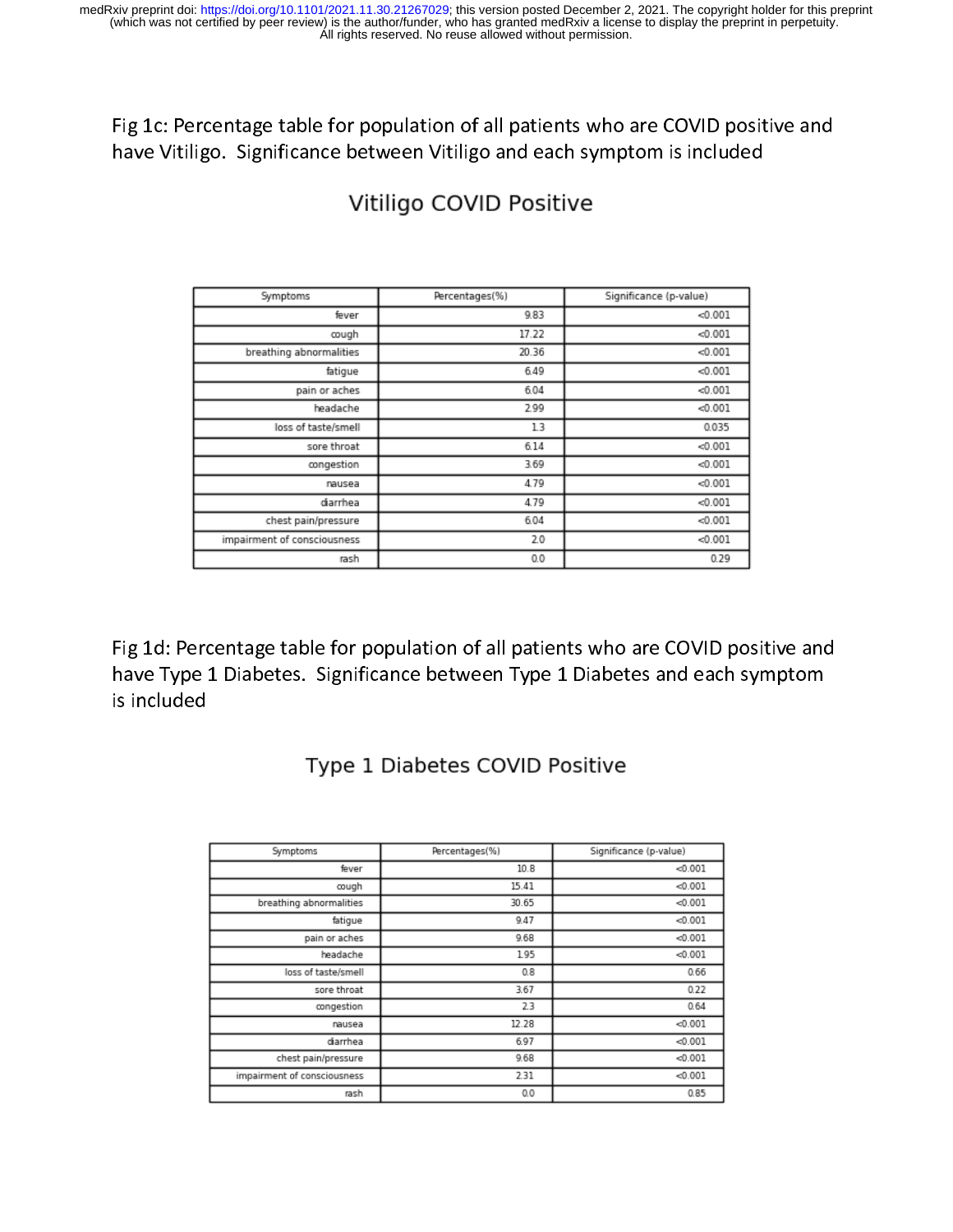Fig 1c: Percentage table for population of all patients who are COVID positive and have Vitiligo. Significance between Vitiligo and each symptom is included

## Vitiligo COVID Positive

| Symptoms | Percentages(%) | Significance (p-value) |
|---|---|---|
| fever | 9.83 | <0.001 |
| cough | 17.22 | <0.001 |
| breathing abnormalities | 20.36 | <0.001 |
| fatigue | 6.49 | <0.001 |
| pain or aches | 6.04 | <0.001 |
| headache | 2.99 | <0.001 |
| loss of taste/smell | 1.3 | 0.035 |
| sore throat | 6.14 | <0.001 |
| congestion | 3.69 | <0.001 |
| nausea | 4.79 | <0.001 |
| diarrhea | 4.79 | <0.001 |
| chest pain/pressure | 6.04 | <0.001 |
| impairment of consciousness | 2.0 | <0.001 |
| rash | 0.0 | 0.29 |

Fig 1d: Percentage table for population of all patients who are COVID positive and have Type 1 Diabetes. Significance between Type 1 Diabetes and each symptom is included

## Type 1 Diabetes COVID Positive

| Symptoms | Percentages(%) | Significance (p-value) |
|---|---|---|
| fever | 10.8 | <0.001 |
| cough | 15.41 | <0.001 |
| breathing abnormalities | 30.65 | <0.001 |
| fatigue | 9.47 | <0.001 |
| pain or aches | 9.68 | <0.001 |
| headache | 1.95 | <0.001 |
| loss of taste/smell | 0.8 | 0.66 |
| sore throat | 3.67 | 0.22 |
| congestion | 2.3 | 0.64 |
| nausea | 12.28 | <0.001 |
| diarrhea | 6.97 | <0.001 |
| chest pain/pressure | 9.68 | <0.001 |
| impairment of consciousness | 2.31 | <0.001 |
| rash | 0.0 | 0.85 |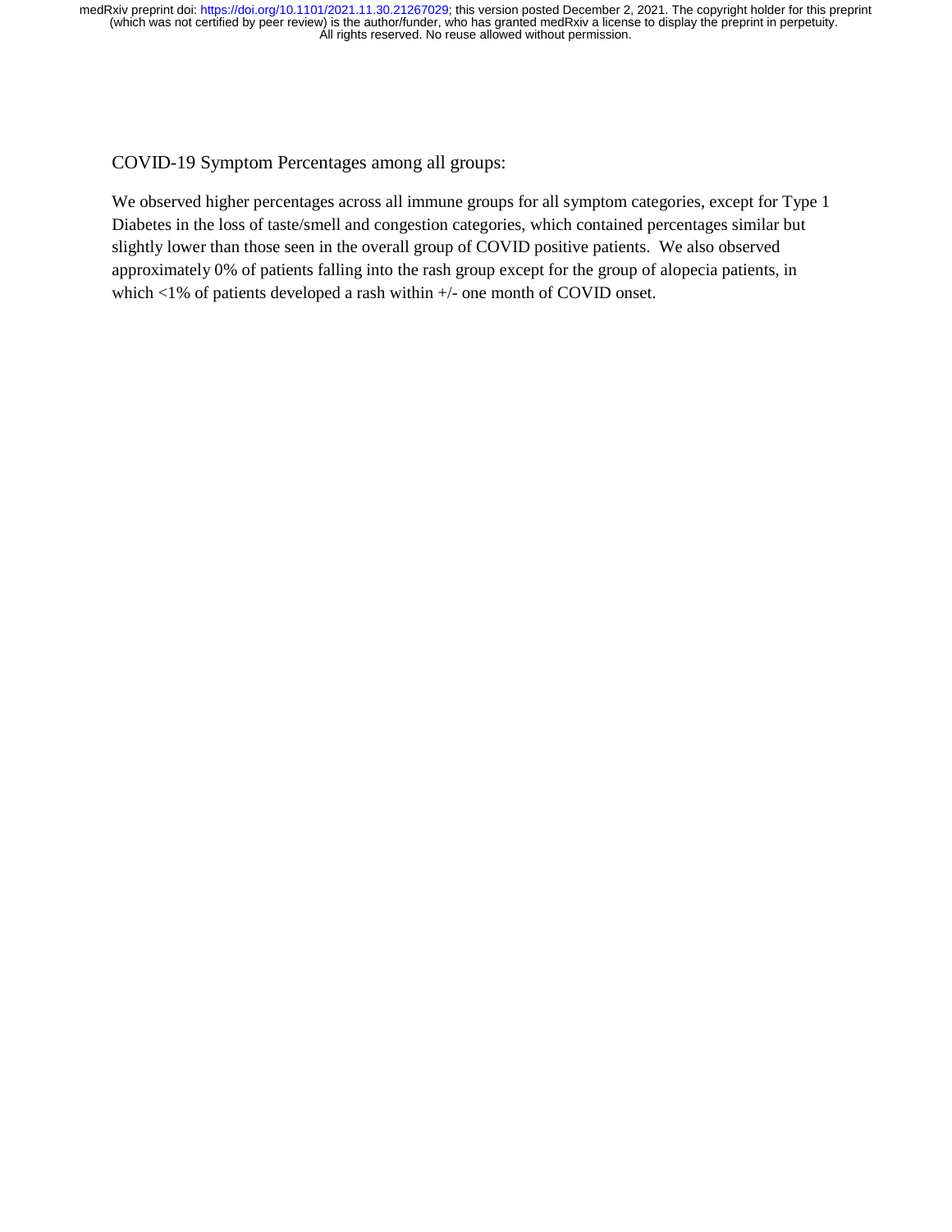COVID-19 Symptom Percentages among all groups:

We observed higher percentages across all immune groups for all symptom categories, except for Type 1 Diabetes in the loss of taste/smell and congestion categories, which contained percentages similar but slightly lower than those seen in the overall group of COVID positive patients. We also observed approximately 0% of patients falling into the rash group except for the group of alopecia patients, in which <1% of patients developed a rash within +/- one month of COVID onset.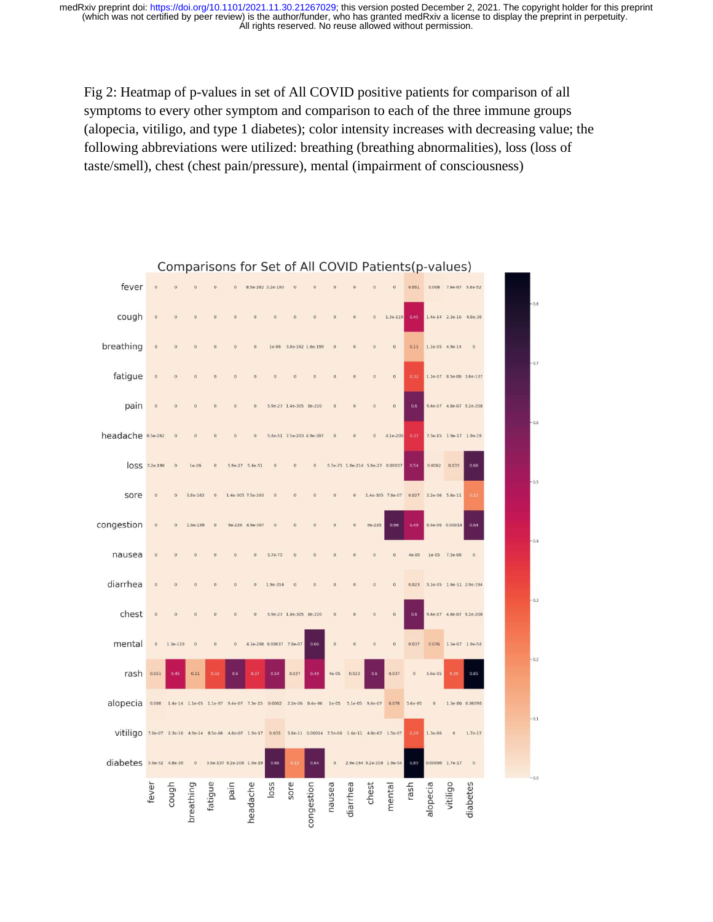Fig 2: Heatmap of p-values in set of All COVID positive patients for comparison of all symptoms to every other symptom and comparison to each of the three immune groups (alopecia, vitiligo, and type 1 diabetes); color intensity increases with decreasing value; the following abbreviations were utilized: breathing (breathing abnormalities), loss (loss of taste/smell), chest (chest pain/pressure), mental (impairment of consciousness)

Comparisons for Set of All COVID Patients(p-values)

| | fever | cough | breathing | fatigue | pain | headache | loss | sore | congestion | nausea | diarrhea | chest | mental | rash | alopecia | vitiligo | diabetes |
|---|---|---|---|---|---|---|---|---|---|---|---|---|---|---|---|---|---|
| fever | 0 | 0 | 0 | 0 | 0 | 8.5e-282 | 3.2e-190 | 0 | 0 | 0 | 0 | 0 | 0 | 0.051 | 0.008 | 7.6e-07 | 5.6e-52 |
| cough | 0 | 0 | 0 | 0 | 0 | 0 | 0 | 0 | 0 | 0 | 0 | 0 | 1.3e-119 | 0.45 | 1.4e-14 | 2.3e-16 | 4.8e-38 |
| breathing | 0 | 0 | 0 | 0 | 0 | 0 | 1e-06 | 3.8e-162 | 1.6e-199 | 0 | 0 | 0 | 0 | 0.11 | 1.1e-05 | 4.9e-14 | 0 |
| fatigue | 0 | 0 | 0 | 0 | 0 | 0 | 0 | 0 | 0 | 0 | 0 | 0 | 0 | 0.32 | 1.1e-07 | 8.5e-06 | 3.6e-137 |
| pain | 0 | 0 | 0 | 0 | 0 | 0 | 5.9e-27 | 1.4e-305 | 8e-220 | 0 | 0 | 0 | 0 | 0.6 | 9.4e-07 | 4.8e-07 | 9.2e-208 |
| headache | 8.5e-282 | 0 | 0 | 0 | 0 | 0 | 5.4e-51 | 7.5e-203 | 4.9e-307 | 0 | 0 | 0 | 4.1e-200 | 0.37 | 7.3e-15 | 1.9e-17 | 1.9e-19 |
| loss | 3.2e-190 | 0 | 1e-06 | 0 | 5.9e-27 | 5.4e-51 | 0 | 0 | 0 | 5.7e-75 | 1.9e-214 | 5.9e-27 | 0.00037 | 0.54 | 0.0062 | 0.035 | 0.66 |
| sore | 0 | 0 | 3.8e-162 | 0 | 1.4e-305 | 7.5e-203 | 0 | 0 | 0 | 0 | 0 | 1.4e-305 | 7.8e-07 | 0.027 | 2.2e-06 | 5.8e-11 | 0.22 |
| congestion | 0 | 0 | 1.6e-199 | 0 | 8e-220 | 4.9e-307 | 0 | 0 | 0 | 0 | 0 | 8e-220 | 0.66 | 0.49 | 8.4e-06 | 0.00014 | 0.64 |
| nausea | 0 | 0 | 0 | 0 | 0 | 0 | 5.7e-75 | 0 | 0 | 0 | 0 | 0 | 0 | 4e-05 | 1e-05 | 7.5e-06 | 0 |
| diarrhea | 0 | 0 | 0 | 0 | 0 | 0 | 1.9e-214 | 0 | 0 | 0 | 0 | 0 | 0 | 0.023 | 5.1e-05 | 1.6e-11 | 2.9e-194 |
| chest | 0 | 0 | 0 | 0 | 0 | 0 | 5.9e-27 | 1.4e-305 | 8e-220 | 0 | 0 | 0 | 0 | 0.6 | 9.4e-07 | 4.8e-07 | 9.2e-208 |
| mental | 0 | 1.3e-119 | 0 | 0 | 0 | 4.1e-200 | 0.00037 | 7.8e-07 | 0.66 | 0 | 0 | 0 | 0 | 0.037 | 0.076 | 1.5e-07 | 1.9e-54 |
| rash | 0.051 | 0.45 | 0.11 | 0.32 | 0.6 | 0.37 | 0.54 | 0.027 | 0.49 | 4e-05 | 0.023 | 0.6 | 0.037 | 0 | 5.6e-05 | 0.29 | 0.85 |
| alopecia | 0.008 | 1.4e-14 | 1.1e-05 | 1.1e-07 | 9.4e-07 | 7.3e-15 | 0.0062 | 2.2e-06 | 8.4e-06 | 1e-05 | 5.1e-05 | 9.4e-07 | 0.076 | 5.6e-05 | 0 | 1.3e-86 | 0.00098 |
| vitiligo | 7.6e-07 | 2.3e-16 | 4.9e-14 | 8.5e-06 | 4.8e-07 | 1.9e-17 | 0.035 | 5.8e-11 | 0.00014 | 7.5e-06 | 1.6e-11 | 4.8e-07 | 1.5e-07 | 0.29 | 1.3e-86 | 0 | 1.7e-17 |
| diabetes | 5.6e-52 | 4.8e-38 | 0 | 3.6e-137 | 9.2e-208 | 1.9e-19 | 0.66 | 0.22 | 0.64 | 0 | 2.9e-194 | 9.2e-208 | 1.9e-54 | 0.85 | 0.00098 | 1.7e-17 | 0 |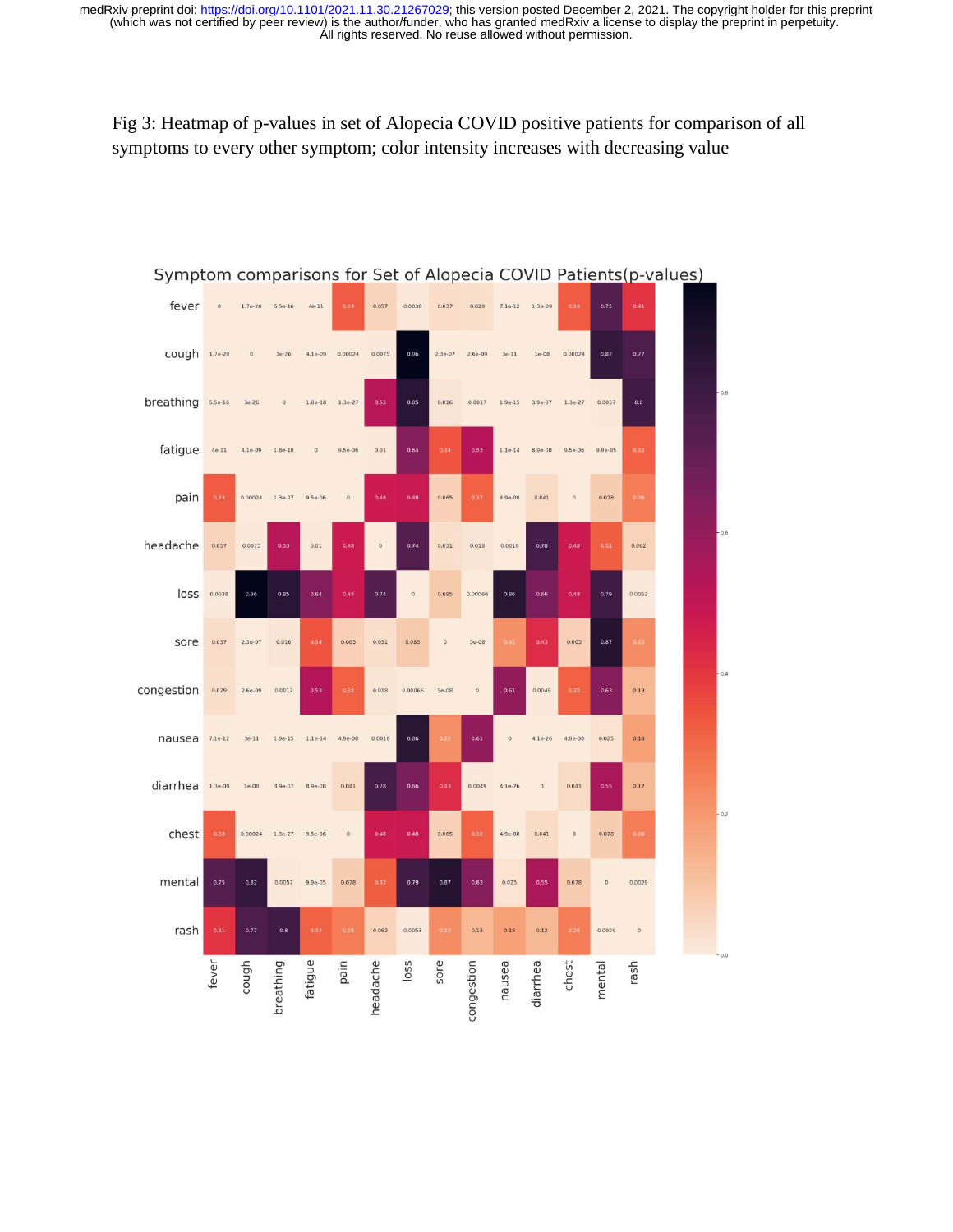Fig 3: Heatmap of p-values in set of Alopecia COVID positive patients for comparison of all symptoms to every other symptom; color intensity increases with decreasing value

Symptom comparisons for Set of Alopecia COVID Patients(p-values)

| | fever | cough | breathing | fatigue | pain | headache | loss | sore | congestion | nausea | diarrhea | chest | mental | rash |
|---|---|---|---|---|---|---|---|---|---|---|---|---|---|---|
| fever | 0 | 1.7e-20 | 5.5e-16 | 4e-11 | 0.33 | 0.057 | 0.0038 | 0.037 | 0.029 | 7.1e-12 | 1.3e-09 | 0.33 | 0.75 | 0.41 |
| cough | 1.7e-20 | 0 | 3e-26 | 4.1e-09 | 0.00024 | 0.0075 | 0.96 | 2.3e-07 | 2.6e-09 | 3e-11 | 1e-08 | 0.00024 | 0.82 | 0.77 |
| breathing | 5.5e-16 | 3e-26 | 0 | 1.8e-18 | 1.3e-27 | 0.53 | 0.85 | 0.016 | 0.0017 | 1.9e-15 | 3.9e-07 | 1.3e-27 | 0.0057 | 0.8 |
| fatigue | 4e-11 | 4.1e-09 | 1.8e-18 | 0 | 9.5e-06 | 0.01 | 0.64 | 0.34 | 0.53 | 1.1e-14 | 8.9e-08 | 9.5e-06 | 9.9e-05 | 0.32 |
| pain | 0.33 | 0.00024 | 1.3e-27 | 9.5e-06 | 0 | 0.48 | 0.48 | 0.065 | 0.32 | 4.9e-08 | 0.041 | 0 | 0.078 | 0.26 |
| headache | 0.057 | 0.0075 | 0.53 | 0.01 | 0.48 | 0 | 0.74 | 0.031 | 0.018 | 0.0016 | 0.78 | 0.48 | 0.32 | 0.062 |
| loss | 0.0038 | 0.96 | 0.85 | 0.64 | 0.48 | 0.74 | 0 | 0.085 | 0.00066 | 0.86 | 0.66 | 0.48 | 0.79 | 0.0053 |
| sore | 0.037 | 2.3e-07 | 0.016 | 0.34 | 0.065 | 0.031 | 0.085 | 0 | 5e-08 | 0.22 | 0.43 | 0.065 | 0.87 | 0.22 |
| congestion | 0.029 | 2.6e-09 | 0.0017 | 0.53 | 0.32 | 0.018 | 0.00066 | 5e-08 | 0 | 0.61 | 0.0049 | 0.32 | 0.63 | 0.13 |
| nausea | 7.1e-12 | 3e-11 | 1.9e-15 | 1.1e-14 | 4.9e-08 | 0.0016 | 0.86 | 0.22 | 0.61 | 0 | 4.1e-26 | 4.9e-08 | 0.025 | 0.18 |
| diarrhea | 1.3e-09 | 1e-08 | 3.9e-07 | 8.9e-08 | 0.041 | 0.78 | 0.66 | 0.43 | 0.0049 | 4.1e-26 | 0 | 0.041 | 0.55 | 0.12 |
| chest | 0.33 | 0.00024 | 1.3e-27 | 9.5e-06 | 0 | 0.48 | 0.48 | 0.065 | 0.32 | 4.9e-08 | 0.041 | 0 | 0.078 | 0.26 |
| mental | 0.75 | 0.82 | 0.0057 | 9.9e-05 | 0.078 | 0.32 | 0.79 | 0.87 | 0.63 | 0.025 | 0.55 | 0.078 | 0 | 0.0029 |
| rash | 0.41 | 0.77 | 0.8 | 0.32 | 0.26 | 0.062 | 0.0053 | 0.22 | 0.13 | 0.18 | 0.12 | 0.26 | 0.0029 | 0 |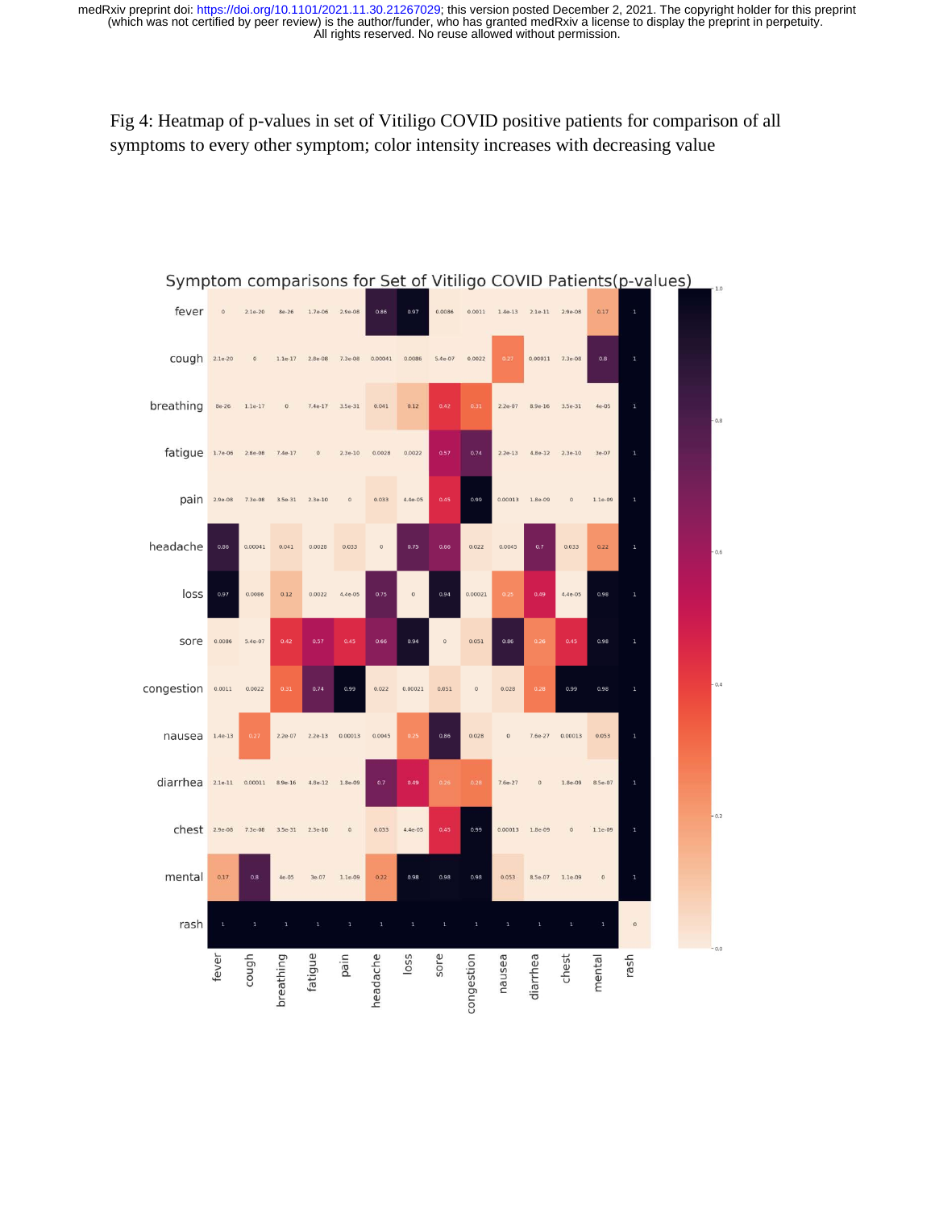Fig 4: Heatmap of p-values in set of Vitiligo COVID positive patients for comparison of all symptoms to every other symptom; color intensity increases with decreasing value

Symptom comparisons for Set of Vitiligo COVID Patients(p-values)

| | fever | cough | breathing | fatigue | pain | headache | loss | sore | congestion | nausea | diarrhea | chest | mental | rash |
|---|---|---|---|---|---|---|---|---|---|---|---|---|---|---|
| fever | 0 | 2.1e-20 | 8e-26 | 1.7e-06 | 2.9e-08 | 0.86 | 0.97 | 0.0086 | 0.0011 | 1.4e-13 | 2.1e-11 | 2.9e-08 | 0.17 | 1 |
| cough | 2.1e-20 | 0 | 1.1e-17 | 2.8e-08 | 7.3e-08 | 0.00041 | 0.0086 | 5.4e-07 | 0.0022 | 0.27 | 0.00011 | 7.3e-08 | 0.8 | 1 |
| breathing | 8e-26 | 1.1e-17 | 0 | 7.4e-17 | 3.5e-31 | 0.041 | 0.12 | 0.42 | 0.31 | 2.2e-07 | 8.9e-16 | 3.5e-31 | 4e-05 | 1 |
| fatigue | 1.7e-06 | 2.8e-08 | 7.4e-17 | 0 | 2.3e-10 | 0.0028 | 0.0022 | 0.57 | 0.74 | 2.2e-13 | 4.8e-12 | 2.3e-10 | 3e-07 | 1 |
| pain | 2.9e-08 | 7.3e-08 | 3.5e-31 | 2.3e-10 | 0 | 0.033 | 4.4e-05 | 0.45 | 0.99 | 0.00013 | 1.8e-09 | 0 | 1.1e-09 | 1 |
| headache | 0.86 | 0.00041 | 0.041 | 0.0028 | 0.033 | 0 | 0.75 | 0.66 | 0.022 | 0.0045 | 0.7 | 0.033 | 0.22 | 1 |
| loss | 0.97 | 0.0086 | 0.12 | 0.0022 | 4.4e-05 | 0.75 | 0 | 0.94 | 0.00021 | 0.25 | 0.49 | 4.4e-05 | 0.98 | 1 |
| sore | 0.0086 | 5.4e-07 | 0.42 | 0.57 | 0.45 | 0.66 | 0.94 | 0 | 0.051 | 0.86 | 0.26 | 0.45 | 0.98 | 1 |
| congestion | 0.0011 | 0.0022 | 0.31 | 0.74 | 0.99 | 0.022 | 0.00021 | 0.051 | 0 | 0.028 | 0.28 | 0.99 | 0.98 | 1 |
| nausea | 1.4e-13 | 0.27 | 2.2e-07 | 2.2e-13 | 0.00013 | 0.0045 | 0.25 | 0.86 | 0.028 | 0 | 7.6e-27 | 0.00013 | 0.053 | 1 |
| diarrhea | 2.1e-11 | 0.00011 | 8.9e-16 | 4.8e-12 | 1.8e-09 | 0.7 | 0.49 | 0.26 | 0.28 | 7.6e-27 | 0 | 1.8e-09 | 8.5e-07 | 1 |
| chest | 2.9e-08 | 7.3e-08 | 3.5e-31 | 2.3e-10 | 0 | 0.033 | 4.4e-05 | 0.45 | 0.99 | 0.00013 | 1.8e-09 | 0 | 1.1e-09 | 1 |
| mental | 0.17 | 0.8 | 4e-05 | 3e-07 | 1.1e-09 | 0.22 | 0.98 | 0.98 | 0.98 | 0.053 | 8.5e-07 | 1.1e-09 | 0 | 1 |
| rash | 1 | 1 | 1 | 1 | 1 | 1 | 1 | 1 | 1 | 1 | 1 | 1 | 1 | 0 |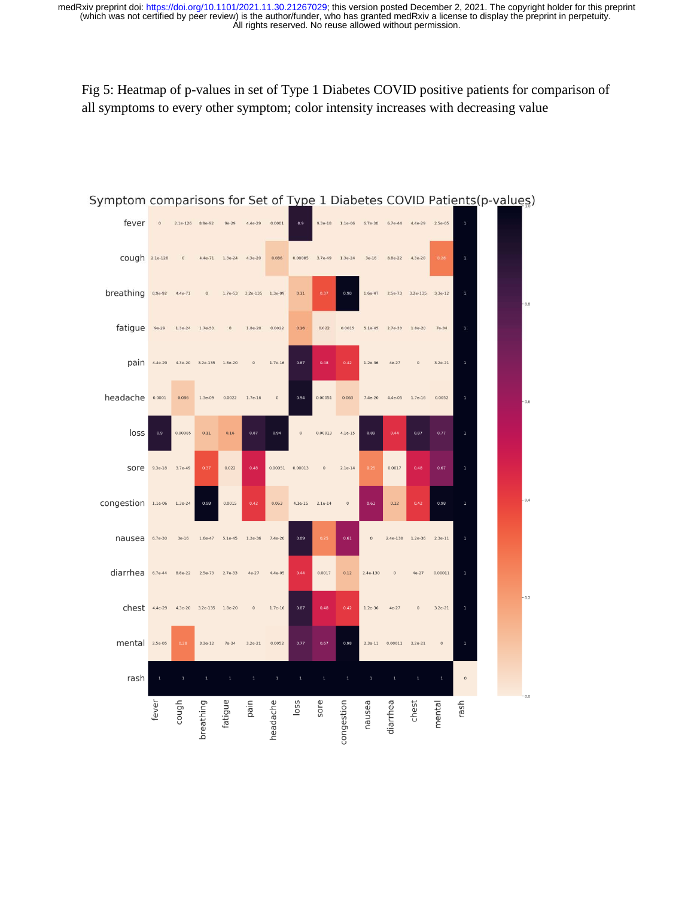Fig 5: Heatmap of p-values in set of Type 1 Diabetes COVID positive patients for comparison of all symptoms to every other symptom; color intensity increases with decreasing value

Symptom comparisons for Set of Type 1 Diabetes COVID Patients(p-values)

| | fever | cough | breathing | fatigue | pain | headache | loss | sore | congestion | nausea | diarrhea | chest | mental | rash |
|---|---|---|---|---|---|---|---|---|---|---|---|---|---|---|
| fever | 0 | 2.1e-126 | 8.9e-92 | 9e-29 | 4.4e-29 | 0.0001 | 0.9 | 9.3e-18 | 1.1e-06 | 6.7e-30 | 6.7e-44 | 4.4e-29 | 2.5e-05 | 1 |
| cough | 2.1e-126 | 0 | 4.4e-71 | 1.3e-24 | 4.3e-20 | 0.086 | 0.00085 | 3.7e-49 | 1.3e-24 | 3e-16 | 8.8e-22 | 4.3e-20 | 0.28 | 1 |
| breathing | 8.9e-92 | 4.4e-71 | 0 | 1.7e-53 | 3.2e-135 | 1.3e-09 | 0.11 | 0.37 | 0.98 | 1.6e-47 | 2.5e-73 | 3.2e-135 | 3.3e-12 | 1 |
| fatigue | 9e-29 | 1.3e-24 | 1.7e-53 | 0 | 1.8e-20 | 0.0022 | 0.16 | 0.022 | 0.0015 | 5.1e-45 | 2.7e-33 | 1.8e-20 | 7e-34 | 1 |
| pain | 4.4e-29 | 4.3e-20 | 3.2e-135 | 1.8e-20 | 0 | 1.7e-16 | 0.87 | 0.48 | 0.42 | 1.2e-36 | 4e-27 | 0 | 3.2e-21 | 1 |
| headache | 0.0001 | 0.086 | 1.3e-09 | 0.0022 | 1.7e-16 | 0 | 0.94 | 0.00051 | 0.063 | 7.4e-20 | 4.4e-05 | 1.7e-16 | 0.0052 | 1 |
| loss | 0.9 | 0.00085 | 0.11 | 0.16 | 0.87 | 0.94 | 0 | 0.00013 | 4.1e-15 | 0.89 | 0.44 | 0.87 | 0.77 | 1 |
| sore | 9.3e-18 | 3.7e-49 | 0.37 | 0.022 | 0.48 | 0.00051 | 0.00013 | 0 | 2.1e-14 | 0.25 | 0.0017 | 0.48 | 0.67 | 1 |
| congestion | 1.1e-06 | 1.3e-24 | 0.98 | 0.0015 | 0.42 | 0.063 | 4.1e-15 | 2.1e-14 | 0 | 0.61 | 0.12 | 0.42 | 0.98 | 1 |
| nausea | 6.7e-30 | 3e-16 | 1.6e-47 | 5.1e-45 | 1.2e-36 | 7.4e-20 | 0.89 | 0.25 | 0.61 | 0 | 2.4e-130 | 1.2e-36 | 2.3e-11 | 1 |
| diarrhea | 6.7e-44 | 8.8e-22 | 2.5e-73 | 2.7e-33 | 4e-27 | 4.4e-05 | 0.44 | 0.0017 | 0.12 | 2.4e-130 | 0 | 4e-27 | 0.00011 | 1 |
| chest | 4.4e-29 | 4.3e-20 | 3.2e-135 | 1.8e-20 | 0 | 1.7e-16 | 0.87 | 0.48 | 0.42 | 1.2e-36 | 4e-27 | 0 | 3.2e-21 | 1 |
| mental | 2.5e-05 | 0.28 | 3.3e-12 | 7e-34 | 3.2e-21 | 0.0052 | 0.77 | 0.67 | 0.98 | 2.3e-11 | 0.00011 | 3.2e-21 | 0 | 1 |
| rash | 1 | 1 | 1 | 1 | 1 | 1 | 1 | 1 | 1 | 1 | 1 | 1 | 1 | 0 |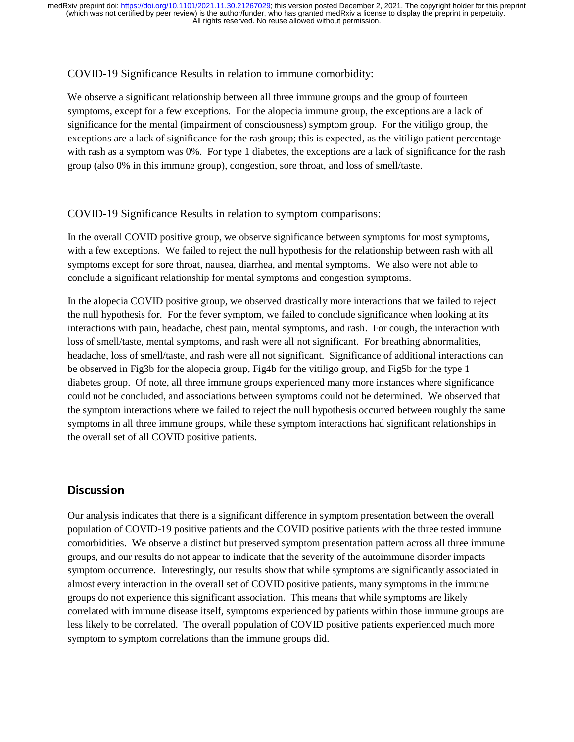COVID-19 Significance Results in relation to immune comorbidity:

We observe a significant relationship between all three immune groups and the group of fourteen symptoms, except for a few exceptions. For the alopecia immune group, the exceptions are a lack of significance for the mental (impairment of consciousness) symptom group. For the vitiligo group, the exceptions are a lack of significance for the rash group; this is expected, as the vitiligo patient percentage with rash as a symptom was 0%. For type 1 diabetes, the exceptions are a lack of significance for the rash group (also 0% in this immune group), congestion, sore throat, and loss of smell/taste.

COVID-19 Significance Results in relation to symptom comparisons:

In the overall COVID positive group, we observe significance between symptoms for most symptoms, with a few exceptions. We failed to reject the null hypothesis for the relationship between rash with all symptoms except for sore throat, nausea, diarrhea, and mental symptoms. We also were not able to conclude a significant relationship for mental symptoms and congestion symptoms.

In the alopecia COVID positive group, we observed drastically more interactions that we failed to reject the null hypothesis for. For the fever symptom, we failed to conclude significance when looking at its interactions with pain, headache, chest pain, mental symptoms, and rash. For cough, the interaction with loss of smell/taste, mental symptoms, and rash were all not significant. For breathing abnormalities, headache, loss of smell/taste, and rash were all not significant. Significance of additional interactions can be observed in Fig3b for the alopecia group, Fig4b for the vitiligo group, and Fig5b for the type 1 diabetes group. Of note, all three immune groups experienced many more instances where significance could not be concluded, and associations between symptoms could not be determined. We observed that the symptom interactions where we failed to reject the null hypothesis occurred between roughly the same symptoms in all three immune groups, while these symptom interactions had significant relationships in the overall set of all COVID positive patients.

## Discussion

Our analysis indicates that there is a significant difference in symptom presentation between the overall population of COVID-19 positive patients and the COVID positive patients with the three tested immune comorbidities. We observe a distinct but preserved symptom presentation pattern across all three immune groups, and our results do not appear to indicate that the severity of the autoimmune disorder impacts symptom occurrence. Interestingly, our results show that while symptoms are significantly associated in almost every interaction in the overall set of COVID positive patients, many symptoms in the immune groups do not experience this significant association. This means that while symptoms are likely correlated with immune disease itself, symptoms experienced by patients within those immune groups are less likely to be correlated. The overall population of COVID positive patients experienced much more symptom to symptom correlations than the immune groups did.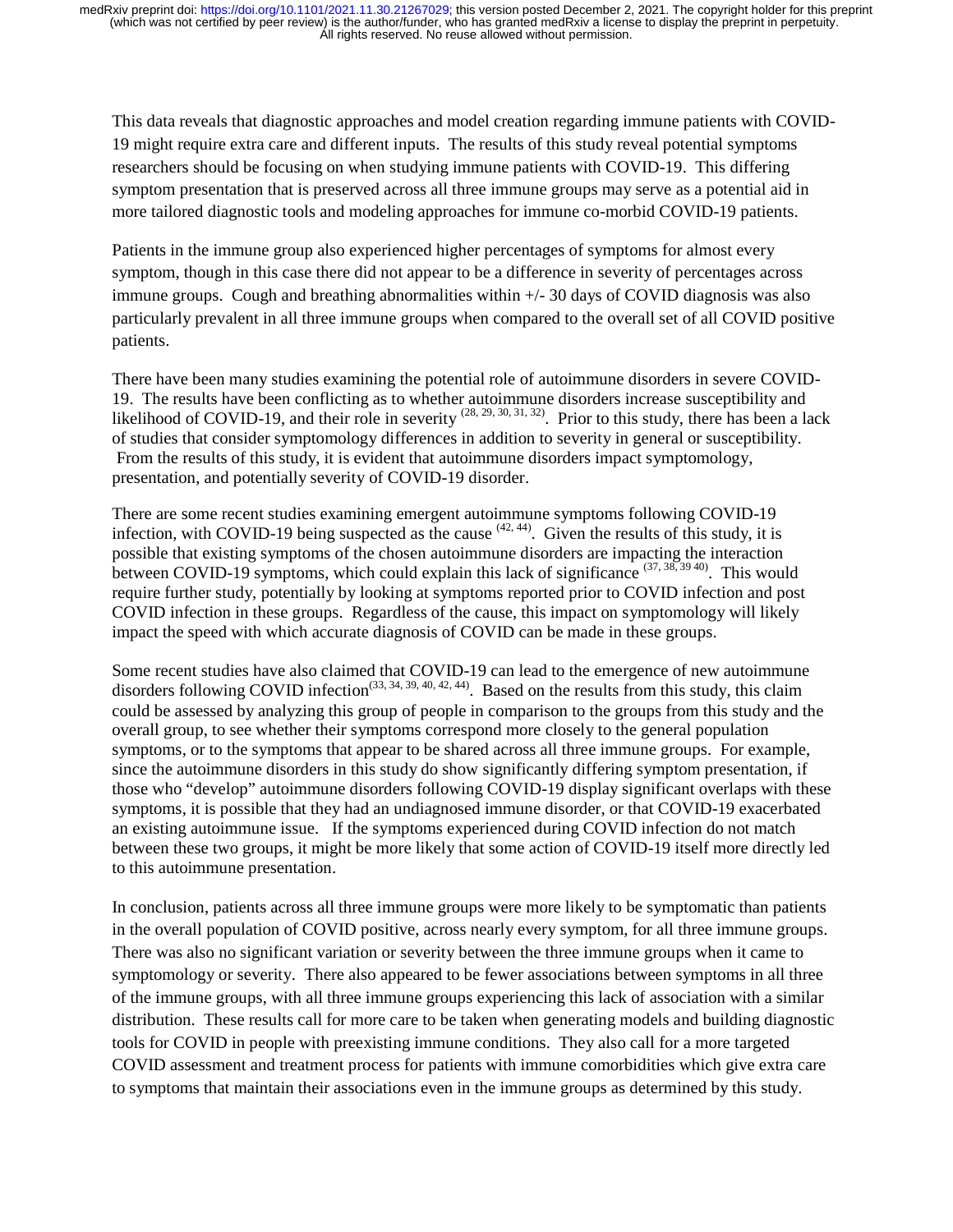This data reveals that diagnostic approaches and model creation regarding immune patients with COVID-19 might require extra care and different inputs. The results of this study reveal potential symptoms researchers should be focusing on when studying immune patients with COVID-19. This differing symptom presentation that is preserved across all three immune groups may serve as a potential aid in more tailored diagnostic tools and modeling approaches for immune co-morbid COVID-19 patients.

Patients in the immune group also experienced higher percentages of symptoms for almost every symptom, though in this case there did not appear to be a difference in severity of percentages across immune groups. Cough and breathing abnormalities within +/- 30 days of COVID diagnosis was also particularly prevalent in all three immune groups when compared to the overall set of all COVID positive patients.

There have been many studies examining the potential role of autoimmune disorders in severe COVID-19. The results have been conflicting as to whether autoimmune disorders increase susceptibility and likelihood of COVID-19, and their role in severity [28, 29, 30, 31, 32]. Prior to this study, there has been a lack of studies that consider symptomology differences in addition to severity in general or susceptibility. From the results of this study, it is evident that autoimmune disorders impact symptomology, presentation, and potentially severity of COVID-19 disorder.

There are some recent studies examining emergent autoimmune symptoms following COVID-19 infection, with COVID-19 being suspected as the cause [42, 44]. Given the results of this study, it is possible that existing symptoms of the chosen autoimmune disorders are impacting the interaction between COVID-19 symptoms, which could explain this lack of significance [37, 38, 39 40]. This would require further study, potentially by looking at symptoms reported prior to COVID infection and post COVID infection in these groups. Regardless of the cause, this impact on symptomology will likely impact the speed with which accurate diagnosis of COVID can be made in these groups.

Some recent studies have also claimed that COVID-19 can lead to the emergence of new autoimmune disorders following COVID infection[33, 34, 39, 40, 42, 44]. Based on the results from this study, this claim could be assessed by analyzing this group of people in comparison to the groups from this study and the overall group, to see whether their symptoms correspond more closely to the general population symptoms, or to the symptoms that appear to be shared across all three immune groups. For example, since the autoimmune disorders in this study do show significantly differing symptom presentation, if those who "develop" autoimmune disorders following COVID-19 display significant overlaps with these symptoms, it is possible that they had an undiagnosed immune disorder, or that COVID-19 exacerbated an existing autoimmune issue. If the symptoms experienced during COVID infection do not match between these two groups, it might be more likely that some action of COVID-19 itself more directly led to this autoimmune presentation.

In conclusion, patients across all three immune groups were more likely to be symptomatic than patients in the overall population of COVID positive, across nearly every symptom, for all three immune groups. There was also no significant variation or severity between the three immune groups when it came to symptomology or severity. There also appeared to be fewer associations between symptoms in all three of the immune groups, with all three immune groups experiencing this lack of association with a similar distribution. These results call for more care to be taken when generating models and building diagnostic tools for COVID in people with preexisting immune conditions. They also call for a more targeted COVID assessment and treatment process for patients with immune comorbidities which give extra care to symptoms that maintain their associations even in the immune groups as determined by this study.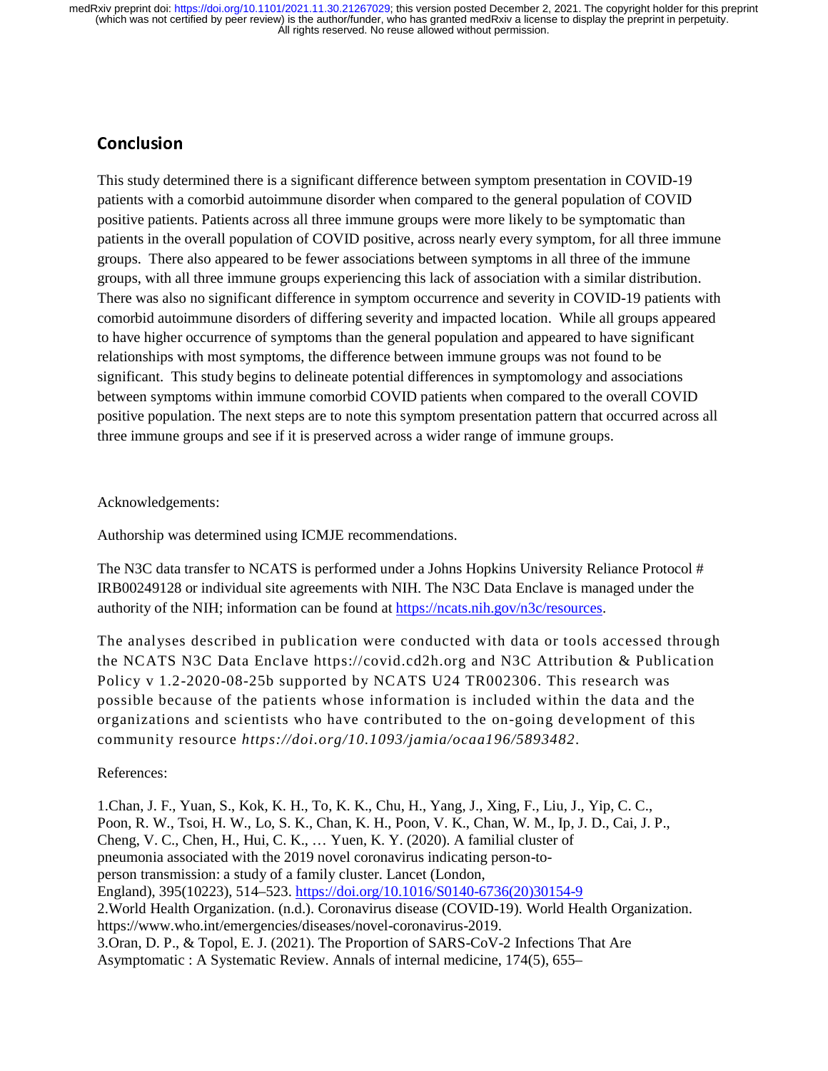## Conclusion

This study determined there is a significant difference between symptom presentation in COVID-19 patients with a comorbid autoimmune disorder when compared to the general population of COVID positive patients. Patients across all three immune groups were more likely to be symptomatic than patients in the overall population of COVID positive, across nearly every symptom, for all three immune groups. There also appeared to be fewer associations between symptoms in all three of the immune groups, with all three immune groups experiencing this lack of association with a similar distribution. There was also no significant difference in symptom occurrence and severity in COVID-19 patients with comorbid autoimmune disorders of differing severity and impacted location. While all groups appeared to have higher occurrence of symptoms than the general population and appeared to have significant relationships with most symptoms, the difference between immune groups was not found to be significant. This study begins to delineate potential differences in symptomology and associations between symptoms within immune comorbid COVID patients when compared to the overall COVID positive population. The next steps are to note this symptom presentation pattern that occurred across all three immune groups and see if it is preserved across a wider range of immune groups.

Acknowledgements:

Authorship was determined using ICMJE recommendations.

The N3C data transfer to NCATS is performed under a Johns Hopkins University Reliance Protocol # IRB00249128 or individual site agreements with NIH. The N3C Data Enclave is managed under the authority of the NIH; information can be found at https://ncats.nih.gov/n3c/resources.

The analyses described in publication were conducted with data or tools accessed through the NCATS N3C Data Enclave https://covid.cd2h.org and N3C Attribution & Publication Policy v 1.2-2020-08-25b supported by NCATS U24 TR002306. This research was possible because of the patients whose information is included within the data and the organizations and scientists who have contributed to the on-going development of this community resource *https://doi.org/10.1093/jamia/ocaa196/5893482*.

References:

1.Chan, J. F., Yuan, S., Kok, K. H., To, K. K., Chu, H., Yang, J., Xing, F., Liu, J., Yip, C. C., Poon, R. W., Tsoi, H. W., Lo, S. K., Chan, K. H., Poon, V. K., Chan, W. M., Ip, J. D., Cai, J. P., Cheng, V. C., Chen, H., Hui, C. K., … Yuen, K. Y. (2020). A familial cluster of pneumonia associated with the 2019 novel coronavirus indicating person-to-person transmission: a study of a family cluster. Lancet (London, England), 395(10223), 514–523. https://doi.org/10.1016/S0140-6736(20)30154-9
2.World Health Organization. (n.d.). Coronavirus disease (COVID-19). World Health Organization. https://www.who.int/emergencies/diseases/novel-coronavirus-2019.
3.Oran, D. P., & Topol, E. J. (2021). The Proportion of SARS-CoV-2 Infections That Are Asymptomatic : A Systematic Review. Annals of internal medicine, 174(5), 655–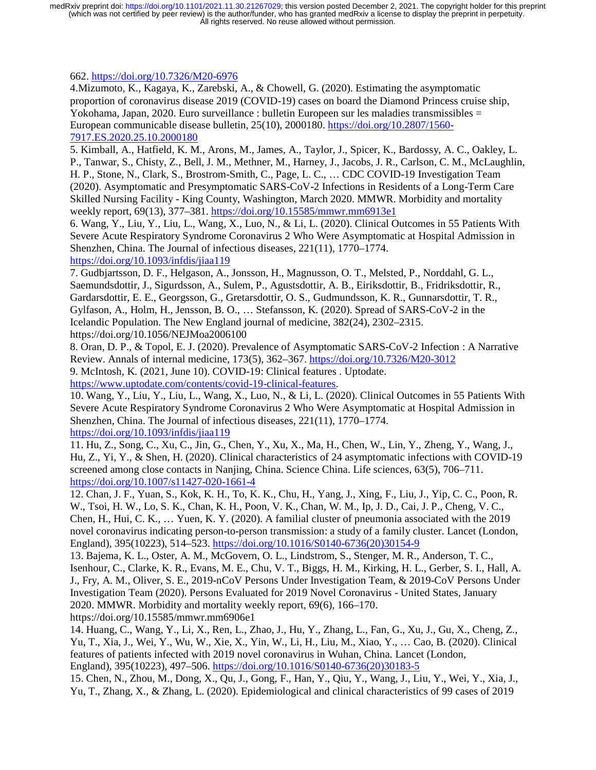662. https://doi.org/10.7326/M20-6976

4.Mizumoto, K., Kagaya, K., Zarebski, A., & Chowell, G. (2020). Estimating the asymptomatic proportion of coronavirus disease 2019 (COVID-19) cases on board the Diamond Princess cruise ship, Yokohama, Japan, 2020. Euro surveillance : bulletin Europeen sur les maladies transmissibles = European communicable disease bulletin, 25(10), 2000180. https://doi.org/10.2807/1560-7917.ES.2020.25.10.2000180

5. Kimball, A., Hatfield, K. M., Arons, M., James, A., Taylor, J., Spicer, K., Bardossy, A. C., Oakley, L. P., Tanwar, S., Chisty, Z., Bell, J. M., Methner, M., Harney, J., Jacobs, J. R., Carlson, C. M., McLaughlin, H. P., Stone, N., Clark, S., Brostrom-Smith, C., Page, L. C., … CDC COVID-19 Investigation Team (2020). Asymptomatic and Presymptomatic SARS-CoV-2 Infections in Residents of a Long-Term Care Skilled Nursing Facility - King County, Washington, March 2020. MMWR. Morbidity and mortality weekly report, 69(13), 377–381. https://doi.org/10.15585/mmwr.mm6913e1

6. Wang, Y., Liu, Y., Liu, L., Wang, X., Luo, N., & Li, L. (2020). Clinical Outcomes in 55 Patients With Severe Acute Respiratory Syndrome Coronavirus 2 Who Were Asymptomatic at Hospital Admission in Shenzhen, China. The Journal of infectious diseases, 221(11), 1770–1774. https://doi.org/10.1093/infdis/jiaa119

7. Gudbjartsson, D. F., Helgason, A., Jonsson, H., Magnusson, O. T., Melsted, P., Norddahl, G. L., Saemundsdottir, J., Sigurdsson, A., Sulem, P., Agustsdottir, A. B., Eiriksdottir, B., Fridriksdottir, R., Gardarsdottir, E. E., Georgsson, G., Gretarsdottir, O. S., Gudmundsson, K. R., Gunnarsdottir, T. R., Gylfason, A., Holm, H., Jensson, B. O., … Stefansson, K. (2020). Spread of SARS-CoV-2 in the Icelandic Population. The New England journal of medicine, 382(24), 2302–2315. https://doi.org/10.1056/NEJMoa2006100

8. Oran, D. P., & Topol, E. J. (2020). Prevalence of Asymptomatic SARS-CoV-2 Infection : A Narrative Review. Annals of internal medicine, 173(5), 362–367. https://doi.org/10.7326/M20-3012

9. McIntosh, K. (2021, June 10). COVID-19: Clinical features . Uptodate. https://www.uptodate.com/contents/covid-19-clinical-features.

10. Wang, Y., Liu, Y., Liu, L., Wang, X., Luo, N., & Li, L. (2020). Clinical Outcomes in 55 Patients With Severe Acute Respiratory Syndrome Coronavirus 2 Who Were Asymptomatic at Hospital Admission in Shenzhen, China. The Journal of infectious diseases, 221(11), 1770–1774. https://doi.org/10.1093/infdis/jiaa119

11. Hu, Z., Song, C., Xu, C., Jin, G., Chen, Y., Xu, X., Ma, H., Chen, W., Lin, Y., Zheng, Y., Wang, J., Hu, Z., Yi, Y., & Shen, H. (2020). Clinical characteristics of 24 asymptomatic infections with COVID-19 screened among close contacts in Nanjing, China. Science China. Life sciences, 63(5), 706–711. https://doi.org/10.1007/s11427-020-1661-4

12. Chan, J. F., Yuan, S., Kok, K. H., To, K. K., Chu, H., Yang, J., Xing, F., Liu, J., Yip, C. C., Poon, R. W., Tsoi, H. W., Lo, S. K., Chan, K. H., Poon, V. K., Chan, W. M., Ip, J. D., Cai, J. P., Cheng, V. C., Chen, H., Hui, C. K., … Yuen, K. Y. (2020). A familial cluster of pneumonia associated with the 2019 novel coronavirus indicating person-to-person transmission: a study of a family cluster. Lancet (London, England), 395(10223), 514–523. https://doi.org/10.1016/S0140-6736(20)30154-9

13. Bajema, K. L., Oster, A. M., McGovern, O. L., Lindstrom, S., Stenger, M. R., Anderson, T. C., Isenhour, C., Clarke, K. R., Evans, M. E., Chu, V. T., Biggs, H. M., Kirking, H. L., Gerber, S. I., Hall, A. J., Fry, A. M., Oliver, S. E., 2019-nCoV Persons Under Investigation Team, & 2019-CoV Persons Under Investigation Team (2020). Persons Evaluated for 2019 Novel Coronavirus - United States, January 2020. MMWR. Morbidity and mortality weekly report, 69(6), 166–170. https://doi.org/10.15585/mmwr.mm6906e1

14. Huang, C., Wang, Y., Li, X., Ren, L., Zhao, J., Hu, Y., Zhang, L., Fan, G., Xu, J., Gu, X., Cheng, Z., Yu, T., Xia, J., Wei, Y., Wu, W., Xie, X., Yin, W., Li, H., Liu, M., Xiao, Y., … Cao, B. (2020). Clinical features of patients infected with 2019 novel coronavirus in Wuhan, China. Lancet (London, England), 395(10223), 497–506. https://doi.org/10.1016/S0140-6736(20)30183-5

15. Chen, N., Zhou, M., Dong, X., Qu, J., Gong, F., Han, Y., Qiu, Y., Wang, J., Liu, Y., Wei, Y., Xia, J., Yu, T., Zhang, X., & Zhang, L. (2020). Epidemiological and clinical characteristics of 99 cases of 2019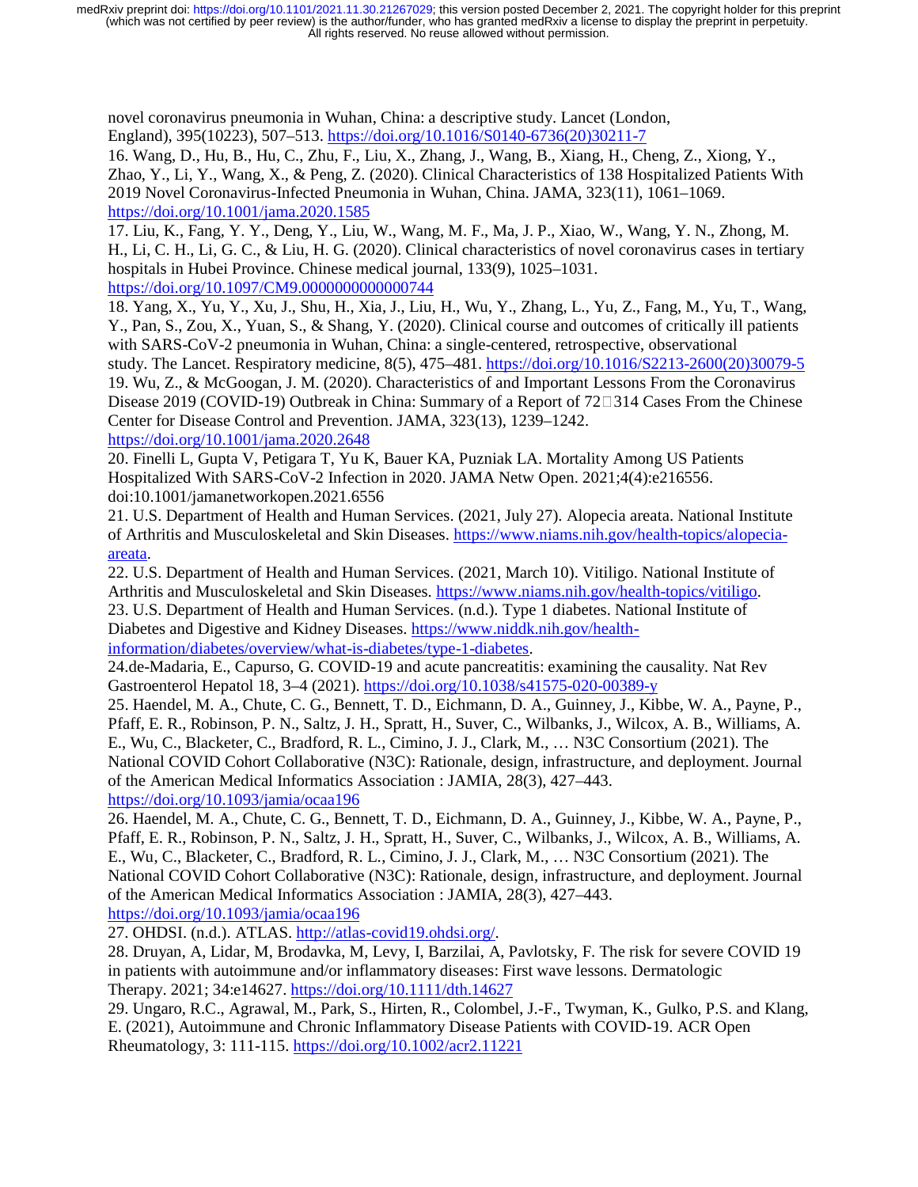novel coronavirus pneumonia in Wuhan, China: a descriptive study. Lancet (London, England), 395(10223), 507–513. https://doi.org/10.1016/S0140-6736(20)30211-7

16. Wang, D., Hu, B., Hu, C., Zhu, F., Liu, X., Zhang, J., Wang, B., Xiang, H., Cheng, Z., Xiong, Y., Zhao, Y., Li, Y., Wang, X., & Peng, Z. (2020). Clinical Characteristics of 138 Hospitalized Patients With 2019 Novel Coronavirus-Infected Pneumonia in Wuhan, China. JAMA, 323(11), 1061–1069. https://doi.org/10.1001/jama.2020.1585

17. Liu, K., Fang, Y. Y., Deng, Y., Liu, W., Wang, M. F., Ma, J. P., Xiao, W., Wang, Y. N., Zhong, M. H., Li, C. H., Li, G. C., & Liu, H. G. (2020). Clinical characteristics of novel coronavirus cases in tertiary hospitals in Hubei Province. Chinese medical journal, 133(9), 1025–1031. https://doi.org/10.1097/CM9.0000000000000744

18. Yang, X., Yu, Y., Xu, J., Shu, H., Xia, J., Liu, H., Wu, Y., Zhang, L., Yu, Z., Fang, M., Yu, T., Wang, Y., Pan, S., Zou, X., Yuan, S., & Shang, Y. (2020). Clinical course and outcomes of critically ill patients with SARS-CoV-2 pneumonia in Wuhan, China: a single-centered, retrospective, observational study. The Lancet. Respiratory medicine, 8(5), 475–481. https://doi.org/10.1016/S2213-2600(20)30079-5

19. Wu, Z., & McGoogan, J. M. (2020). Characteristics of and Important Lessons From the Coronavirus Disease 2019 (COVID-19) Outbreak in China: Summary of a Report of 72 314 Cases From the Chinese Center for Disease Control and Prevention. JAMA, 323(13), 1239–1242. https://doi.org/10.1001/jama.2020.2648

20. Finelli L, Gupta V, Petigara T, Yu K, Bauer KA, Puzniak LA. Mortality Among US Patients Hospitalized With SARS-CoV-2 Infection in 2020. JAMA Netw Open. 2021;4(4):e216556. doi:10.1001/jamanetworkopen.2021.6556

21. U.S. Department of Health and Human Services. (2021, July 27). Alopecia areata. National Institute of Arthritis and Musculoskeletal and Skin Diseases. https://www.niams.nih.gov/health-topics/alopecia-areata.

22. U.S. Department of Health and Human Services. (2021, March 10). Vitiligo. National Institute of Arthritis and Musculoskeletal and Skin Diseases. https://www.niams.nih.gov/health-topics/vitiligo.

23. U.S. Department of Health and Human Services. (n.d.). Type 1 diabetes. National Institute of Diabetes and Digestive and Kidney Diseases. https://www.niddk.nih.gov/health-information/diabetes/overview/what-is-diabetes/type-1-diabetes.

24.de-Madaria, E., Capurso, G. COVID-19 and acute pancreatitis: examining the causality. Nat Rev Gastroenterol Hepatol 18, 3–4 (2021). https://doi.org/10.1038/s41575-020-00389-y

25. Haendel, M. A., Chute, C. G., Bennett, T. D., Eichmann, D. A., Guinney, J., Kibbe, W. A., Payne, P., Pfaff, E. R., Robinson, P. N., Saltz, J. H., Spratt, H., Suver, C., Wilbanks, J., Wilcox, A. B., Williams, A. E., Wu, C., Blacketer, C., Bradford, R. L., Cimino, J. J., Clark, M., … N3C Consortium (2021). The National COVID Cohort Collaborative (N3C): Rationale, design, infrastructure, and deployment. Journal of the American Medical Informatics Association : JAMIA, 28(3), 427–443. https://doi.org/10.1093/jamia/ocaa196

26. Haendel, M. A., Chute, C. G., Bennett, T. D., Eichmann, D. A., Guinney, J., Kibbe, W. A., Payne, P., Pfaff, E. R., Robinson, P. N., Saltz, J. H., Spratt, H., Suver, C., Wilbanks, J., Wilcox, A. B., Williams, A. E., Wu, C., Blacketer, C., Bradford, R. L., Cimino, J. J., Clark, M., … N3C Consortium (2021). The National COVID Cohort Collaborative (N3C): Rationale, design, infrastructure, and deployment. Journal of the American Medical Informatics Association : JAMIA, 28(3), 427–443. https://doi.org/10.1093/jamia/ocaa196

27. OHDSI. (n.d.). ATLAS. http://atlas-covid19.ohdsi.org/.

28. Druyan, A, Lidar, M, Brodavka, M, Levy, I, Barzilai, A, Pavlotsky, F. The risk for severe COVID 19 in patients with autoimmune and/or inflammatory diseases: First wave lessons. Dermatologic Therapy. 2021; 34:e14627. https://doi.org/10.1111/dth.14627

29. Ungaro, R.C., Agrawal, M., Park, S., Hirten, R., Colombel, J.-F., Twyman, K., Gulko, P.S. and Klang, E. (2021), Autoimmune and Chronic Inflammatory Disease Patients with COVID-19. ACR Open Rheumatology, 3: 111-115. https://doi.org/10.1002/acr2.11221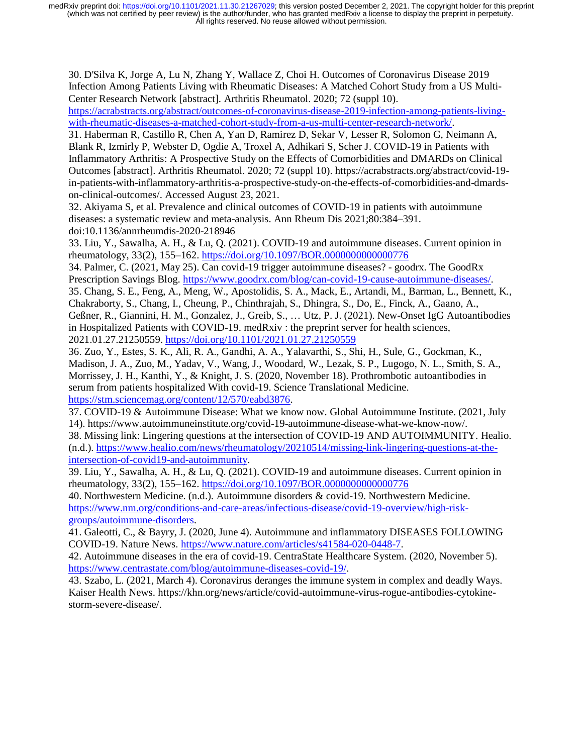30. D'Silva K, Jorge A, Lu N, Zhang Y, Wallace Z, Choi H. Outcomes of Coronavirus Disease 2019 Infection Among Patients Living with Rheumatic Diseases: A Matched Cohort Study from a US Multi-Center Research Network [abstract]. Arthritis Rheumatol. 2020; 72 (suppl 10). https://acrabstracts.org/abstract/outcomes-of-coronavirus-disease-2019-infection-among-patients-living-with-rheumatic-diseases-a-matched-cohort-study-from-a-us-multi-center-research-network/.

31. Haberman R, Castillo R, Chen A, Yan D, Ramirez D, Sekar V, Lesser R, Solomon G, Neimann A, Blank R, Izmirly P, Webster D, Ogdie A, Troxel A, Adhikari S, Scher J. COVID-19 in Patients with Inflammatory Arthritis: A Prospective Study on the Effects of Comorbidities and DMARDs on Clinical Outcomes [abstract]. Arthritis Rheumatol. 2020; 72 (suppl 10). https://acrabstracts.org/abstract/covid-19-in-patients-with-inflammatory-arthritis-a-prospective-study-on-the-effects-of-comorbidities-and-dmards-on-clinical-outcomes/. Accessed August 23, 2021.

32. Akiyama S, et al. Prevalence and clinical outcomes of COVID-19 in patients with autoimmune diseases: a systematic review and meta-analysis. Ann Rheum Dis 2021;80:384–391. doi:10.1136/annrheumdis-2020-218946

33. Liu, Y., Sawalha, A. H., & Lu, Q. (2021). COVID-19 and autoimmune diseases. Current opinion in rheumatology, 33(2), 155–162. https://doi.org/10.1097/BOR.0000000000000776

34. Palmer, C. (2021, May 25). Can covid-19 trigger autoimmune diseases? - goodrx. The GoodRx Prescription Savings Blog. https://www.goodrx.com/blog/can-covid-19-cause-autoimmune-diseases/.

35. Chang, S. E., Feng, A., Meng, W., Apostolidis, S. A., Mack, E., Artandi, M., Barman, L., Bennett, K., Chakraborty, S., Chang, I., Cheung, P., Chinthrajah, S., Dhingra, S., Do, E., Finck, A., Gaano, A., Geßner, R., Giannini, H. M., Gonzalez, J., Greib, S., … Utz, P. J. (2021). New-Onset IgG Autoantibodies in Hospitalized Patients with COVID-19. medRxiv : the preprint server for health sciences, 2021.01.27.21250559. https://doi.org/10.1101/2021.01.27.21250559

36. Zuo, Y., Estes, S. K., Ali, R. A., Gandhi, A. A., Yalavarthi, S., Shi, H., Sule, G., Gockman, K., Madison, J. A., Zuo, M., Yadav, V., Wang, J., Woodard, W., Lezak, S. P., Lugogo, N. L., Smith, S. A., Morrissey, J. H., Kanthi, Y., & Knight, J. S. (2020, November 18). Prothrombotic autoantibodies in serum from patients hospitalized With covid-19. Science Translational Medicine. https://stm.sciencemag.org/content/12/570/eabd3876.

37. COVID-19 & Autoimmune Disease: What we know now. Global Autoimmune Institute. (2021, July 14). https://www.autoimmuneinstitute.org/covid-19-autoimmune-disease-what-we-know-now/.

38. Missing link: Lingering questions at the intersection of COVID-19 AND AUTOIMMUNITY. Healio. (n.d.). https://www.healio.com/news/rheumatology/20210514/missing-link-lingering-questions-at-the-intersection-of-covid19-and-autoimmunity.

39. Liu, Y., Sawalha, A. H., & Lu, Q. (2021). COVID-19 and autoimmune diseases. Current opinion in rheumatology, 33(2), 155–162. https://doi.org/10.1097/BOR.0000000000000776

40. Northwestern Medicine. (n.d.). Autoimmune disorders & covid-19. Northwestern Medicine. https://www.nm.org/conditions-and-care-areas/infectious-disease/covid-19-overview/high-risk-groups/autoimmune-disorders.

41. Galeotti, C., & Bayry, J. (2020, June 4). Autoimmune and inflammatory DISEASES FOLLOWING COVID-19. Nature News. https://www.nature.com/articles/s41584-020-0448-7.

42. Autoimmune diseases in the era of covid-19. CentraState Healthcare System. (2020, November 5). https://www.centrastate.com/blog/autoimmune-diseases-covid-19/.

43. Szabo, L. (2021, March 4). Coronavirus deranges the immune system in complex and deadly Ways. Kaiser Health News. https://khn.org/news/article/covid-autoimmune-virus-rogue-antibodies-cytokine-storm-severe-disease/.